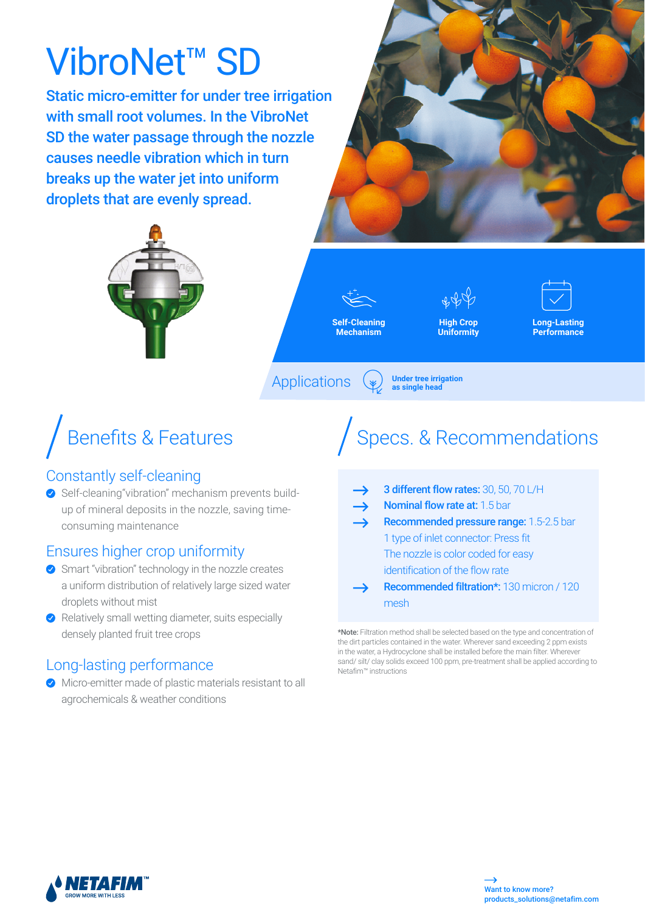# VibroNet™ SD

**Static micro-emitter for under tree irrigation with small root volumes. In the VibroNet SD the water passage through the nozzle causes needle vibration which in turn breaks up the water jet into uniform droplets that are evenly spread.**

**Self-Cleaning Mechanism** | **High Crop Uniformity** | **Long-Lasting Performance**

Applications — **Under tree irrigation as single head**

## Benefits & Features

### Constantly self-cleaning

- Self-cleaning"vibration" mechanism prevents build-up of mineral deposits in the nozzle, saving time-consuming maintenance

### Ensures higher crop uniformity

- Smart "vibration" technology in the nozzle creates a uniform distribution of relatively large sized water droplets without mist
- Relatively small wetting diameter, suits especially densely planted fruit tree crops

### Long-lasting performance

- Micro-emitter made of plastic materials resistant to all agrochemicals & weather conditions

## Specs. & Recommendations

- **3 different flow rates:** 30, 50, 70 L/H
- **Nominal flow rate at:** 1.5 bar
- **Recommended pressure range:** 1.5-2.5 bar
  1 type of inlet connector: Press fit
  The nozzle is color coded for easy identification of the flow rate
- **Recommended filtration*:** 130 micron / 120 mesh

***Note:** Filtration method shall be selected based on the type and concentration of the dirt particles contained in the water. Wherever sand exceeding 2 ppm exists in the water, a Hydrocyclone shall be installed before the main filter. Wherever sand/ silt/ clay solids exceed 100 ppm, pre-treatment shall be applied according to Netafim™ instructions

NETAFIM™ GROW MORE WITH LESS

Want to know more?
products_solutions@netafim.com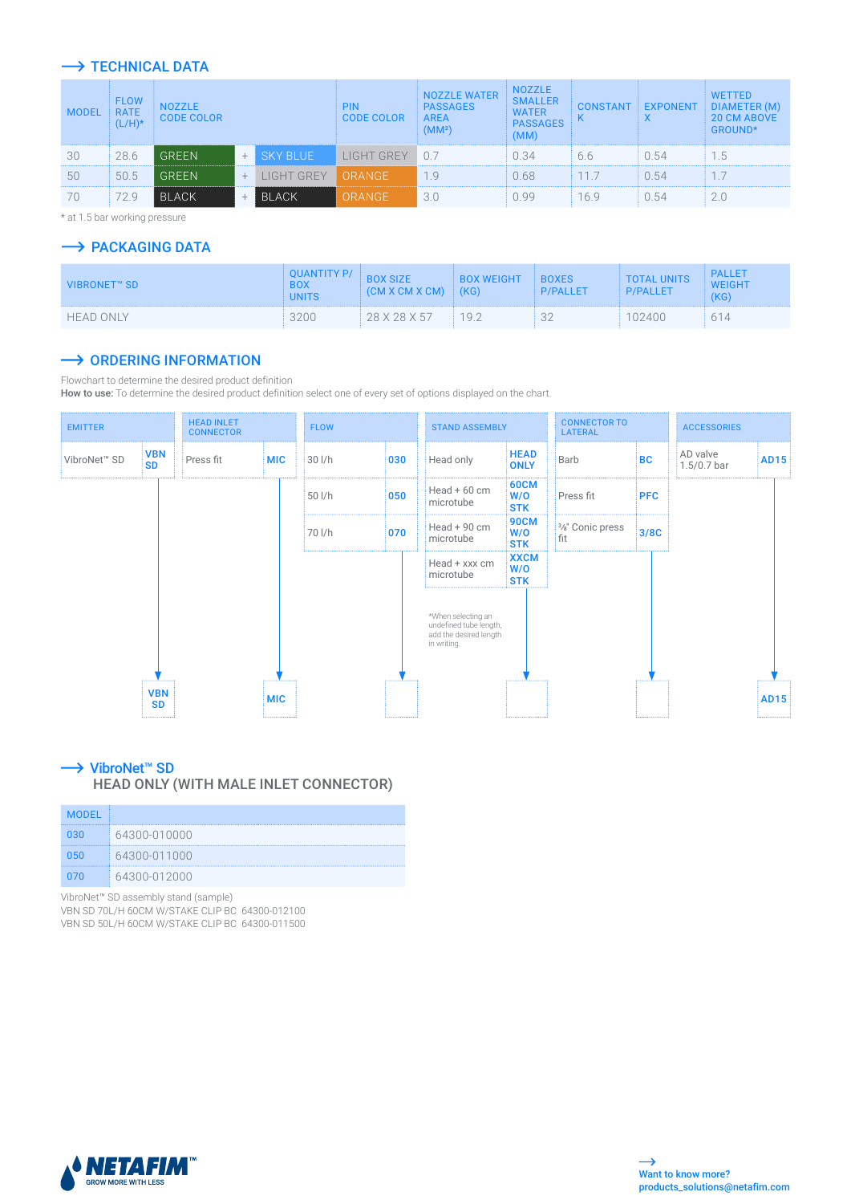## TECHNICAL DATA

| MODEL | FLOW RATE (L/H)* | NOZZLE CODE COLOR | | | PIN CODE COLOR | NOZZLE WATER PASSAGES AREA (MM²) | NOZZLE SMALLER WATER PASSAGES (MM) | CONSTANT K | EXPONENT X | WETTED DIAMETER (M) 20 CM ABOVE GROUND* |
|---|---|---|---|---|---|---|---|---|---|---|
| 30 | 28.6 | GREEN | + | SKY BLUE | LIGHT GREY | 0.7 | 0.34 | 6.6 | 0.54 | 1.5 |
| 50 | 50.5 | GREEN | + | LIGHT GREY | ORANGE | 1.9 | 0.68 | 11.7 | 0.54 | 1.7 |
| 70 | 72.9 | BLACK | + | BLACK | ORANGE | 3.0 | 0.99 | 16.9 | 0.54 | 2.0 |

* at 1.5 bar working pressure

## PACKAGING DATA

| VIBRONET™ SD | QUANTITY P/ BOX UNITS | BOX SIZE (CM X CM X CM) | BOX WEIGHT (KG) | BOXES P/PALLET | TOTAL UNITS P/PALLET | PALLET WEIGHT (KG) |
|---|---|---|---|---|---|---|
| HEAD ONLY | 3200 | 28 X 28 X 57 | 19.2 | 32 | 102400 | 614 |

## ORDERING INFORMATION

Flowchart to determine the desired product definition

**How to use:** To determine the desired product definition select one of every set of options displayed on the chart.

EMITTER
VibroNet™ SD — **VBN SD**

HEAD INLET CONNECTOR
Press fit — **MIC**

FLOW
30 l/h — **030**
50 l/h — **050**
70 l/h — **070**

STAND ASSEMBLY
Head only — **HEAD ONLY**
Head + 60 cm microtube — **60CM W/O STK**
Head + 90 cm microtube — **90CM W/O STK**
Head + xxx cm microtube — **XXCM W/O STK**

*When selecting an undefined tube length, add the desired length in writing.

CONNECTOR TO LATERAL
Barb — **BC**
Press fit — **PFC**
⅜" Conic press fit — **3/8C**

ACCESSORIES
AD valve 1.5/0.7 bar — **AD15**

**VBN SD** | **MIC** | | | | **AD15**

## VibroNet™ SD
### HEAD ONLY (WITH MALE INLET CONNECTOR)

| MODEL | |
|---|---|
| 030 | 64300-010000 |
| 050 | 64300-011000 |
| 070 | 64300-012000 |

VibroNet™ SD assembly stand (sample)
VBN SD 70L/H 60CM W/STAKE CLIP BC 64300-012100
VBN SD 50L/H 60CM W/STAKE CLIP BC 64300-011500

NETAFIM™
GROW MORE WITH LESS

Want to know more?
products_solutions@netafim.com